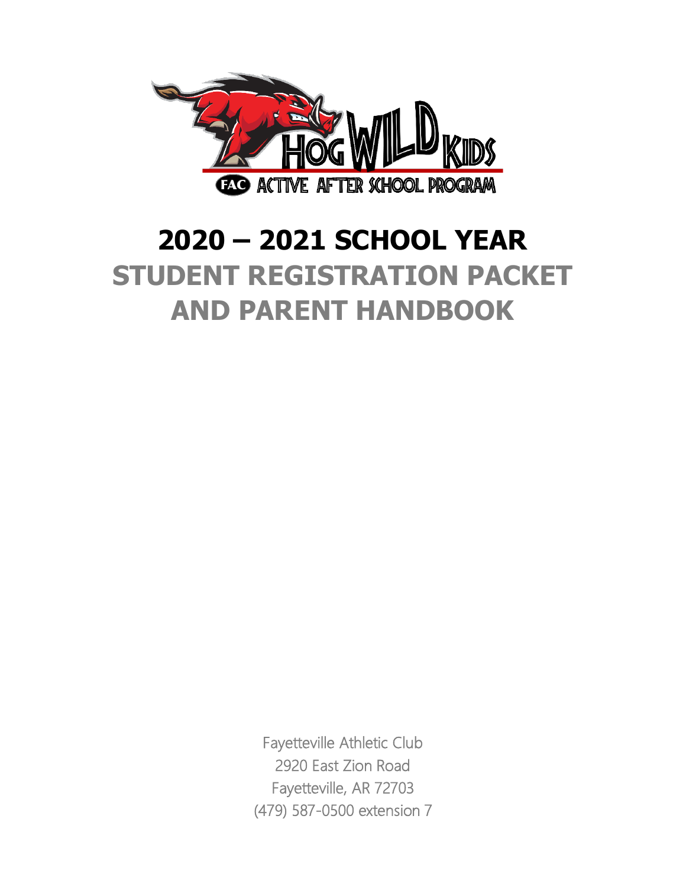HOG WILD KIDS

FAC ACTIVE AFTER SCHOOL PROGRAM

# 2020 – 2021 SCHOOL YEAR

## STUDENT REGISTRATION PACKET AND PARENT HANDBOOK

Fayetteville Athletic Club
2920 East Zion Road
Fayetteville, AR 72703
(479) 587-0500 extension 7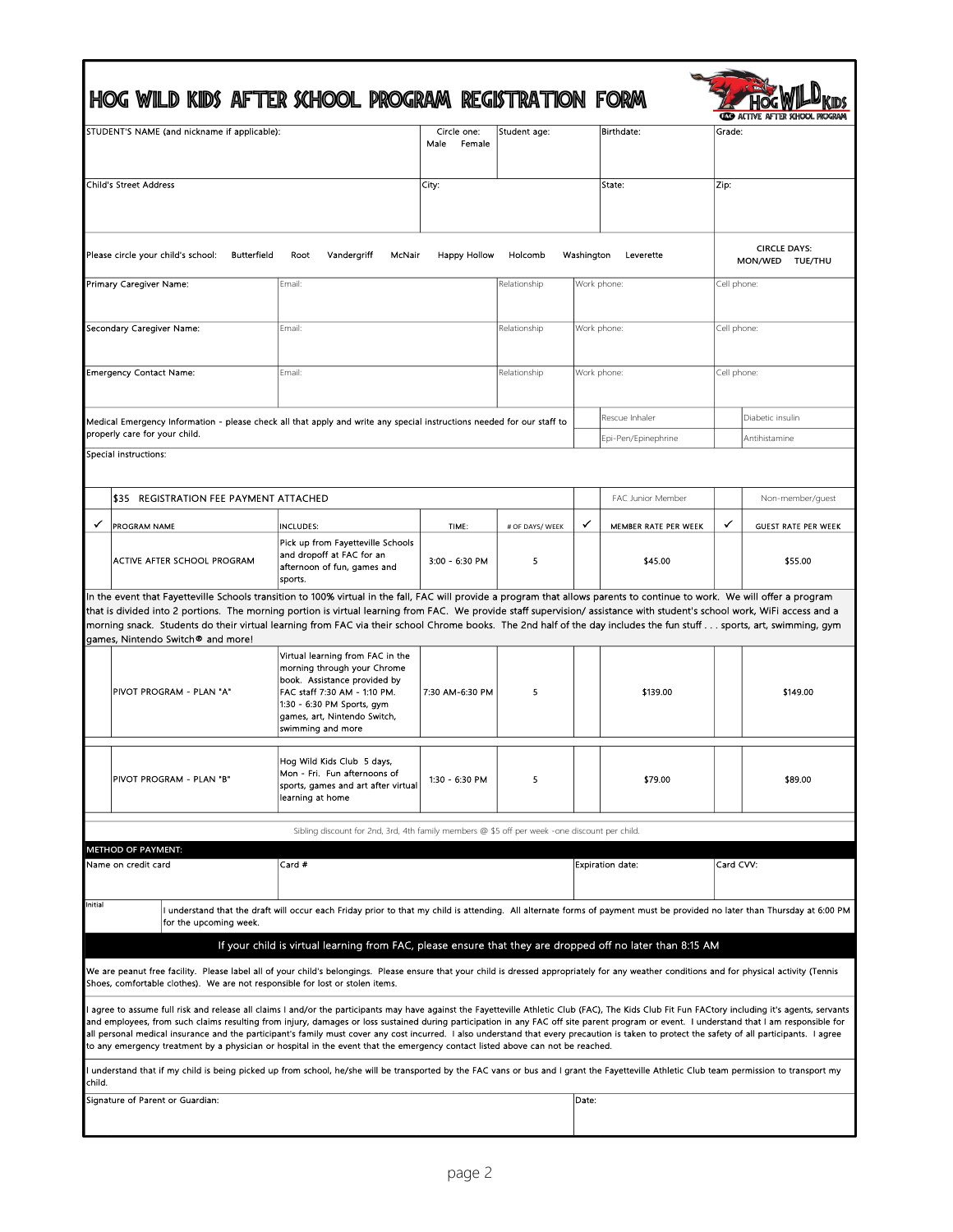# HOG WILD KIDS AFTER SCHOOL PROGRAM REGISTRATION FORM

HOG WILD KIDS — FAC ACTIVE AFTER SCHOOL PROGRAM

| STUDENT'S NAME (and nickname if applicable): | Circle one: Male Female | Student age: | Birthdate: | Grade: |
|---|---|---|---|---|
| | | | | |

| Child's Street Address | City: | State: | Zip: |
|---|---|---|---|
| | | | |

Please circle your child's school: Butterfield Root Vandergriff McNair Happy Hollow Holcomb Washington Leverette

CIRCLE DAYS: MON/WED TUE/THU

| | Email: | Relationship | Work phone: | Cell phone: |
|---|---|---|---|---|
| Primary Caregiver Name: | | | | |
| Secondary Caregiver Name: | | | | |
| Emergency Contact Name: | | | | |

Medical Emergency Information - please check all that apply and write any special instructions needed for our staff to properly care for your child.

| | | | |
|---|---|---|---|
| ☐ | Rescue Inhaler | ☐ | Diabetic insulin |
| ☐ | Epi-Pen/Epinephrine | ☐ | Antihistamine |

Special instructions:

| | $35 REGISTRATION FEE PAYMENT ATTACHED | | | | | FAC Junior Member | | Non-member/guest |
|---|---|---|---|---|---|---|---|---|
| ✓ | PROGRAM NAME | INCLUDES: | TIME: | # OF DAYS/ WEEK | ✓ | MEMBER RATE PER WEEK | ✓ | GUEST RATE PER WEEK |
| | ACTIVE AFTER SCHOOL PROGRAM | Pick up from Fayetteville Schools and dropoff at FAC for an afternoon of fun, games and sports. | 3:00 - 6:30 PM | 5 | | $45.00 | | $55.00 |

In the event that Fayetteville Schools transition to 100% virtual in the fall, FAC will provide a program that allows parents to continue to work. We will offer a program that is divided into 2 portions. The morning portion is virtual learning from FAC. We provide staff supervision/ assistance with student's school work, WiFi access and a morning snack. Students do their virtual learning from FAC via their school Chrome books. The 2nd half of the day includes the fun stuff . . . sports, art, swimming, gym games, Nintendo Switch® and more!

| ✓ | PROGRAM NAME | INCLUDES: | TIME: | # OF DAYS/ WEEK | ✓ | MEMBER RATE PER WEEK | ✓ | GUEST RATE PER WEEK |
|---|---|---|---|---|---|---|---|---|
| | PIVOT PROGRAM - PLAN "A" | Virtual learning from FAC in the morning through your Chrome book. Assistance provided by FAC staff 7:30 AM - 1:10 PM. 1:30 - 6:30 PM Sports, gym games, art, Nintendo Switch, swimming and more | 7:30 AM-6:30 PM | 5 | | $139.00 | | $149.00 |
| | PIVOT PROGRAM - PLAN "B" | Hog Wild Kids Club 5 days, Mon - Fri. Fun afternoons of sports, games and art after virtual learning at home | 1:30 - 6:30 PM | 5 | | $79.00 | | $89.00 |

Sibling discount for 2nd, 3rd, 4th family members @ $5 off per week -one discount per child.

**METHOD OF PAYMENT:**

| Name on credit card | Card # | Expiration date: | Card CVV: |
|---|---|---|---|
| | | | |

Initial ______ I understand that the draft will occur each Friday prior to that my child is attending. All alternate forms of payment must be provided no later than Thursday at 6:00 PM for the upcoming week.

**If your child is virtual learning from FAC, please ensure that they are dropped off no later than 8:15 AM**

We are peanut free facility. Please label all of your child's belongings. Please ensure that your child is dressed appropriately for any weather conditions and for physical activity (Tennis Shoes, comfortable clothes). We are not responsible for lost or stolen items.

I agree to assume full risk and release all claims I and/or the participants may have against the Fayetteville Athletic Club (FAC), The Kids Club Fit Fun FACtory including it's agents, servants and employees, from such claims resulting from injury, damages or loss sustained during participation in any FAC off site parent program or event. I understand that I am responsible for all personal medical insurance and the participant's family must cover any cost incurred. I also understand that every precaution is taken to protect the safety of all participants. I agree to any emergency treatment by a physician or hospital in the event that the emergency contact listed above can not be reached.

I understand that if my child is being picked up from school, he/she will be transported by the FAC vans or bus and I grant the Fayetteville Athletic Club team permission to transport my child.

| Signature of Parent or Guardian: | Date: |
|---|---|
| | |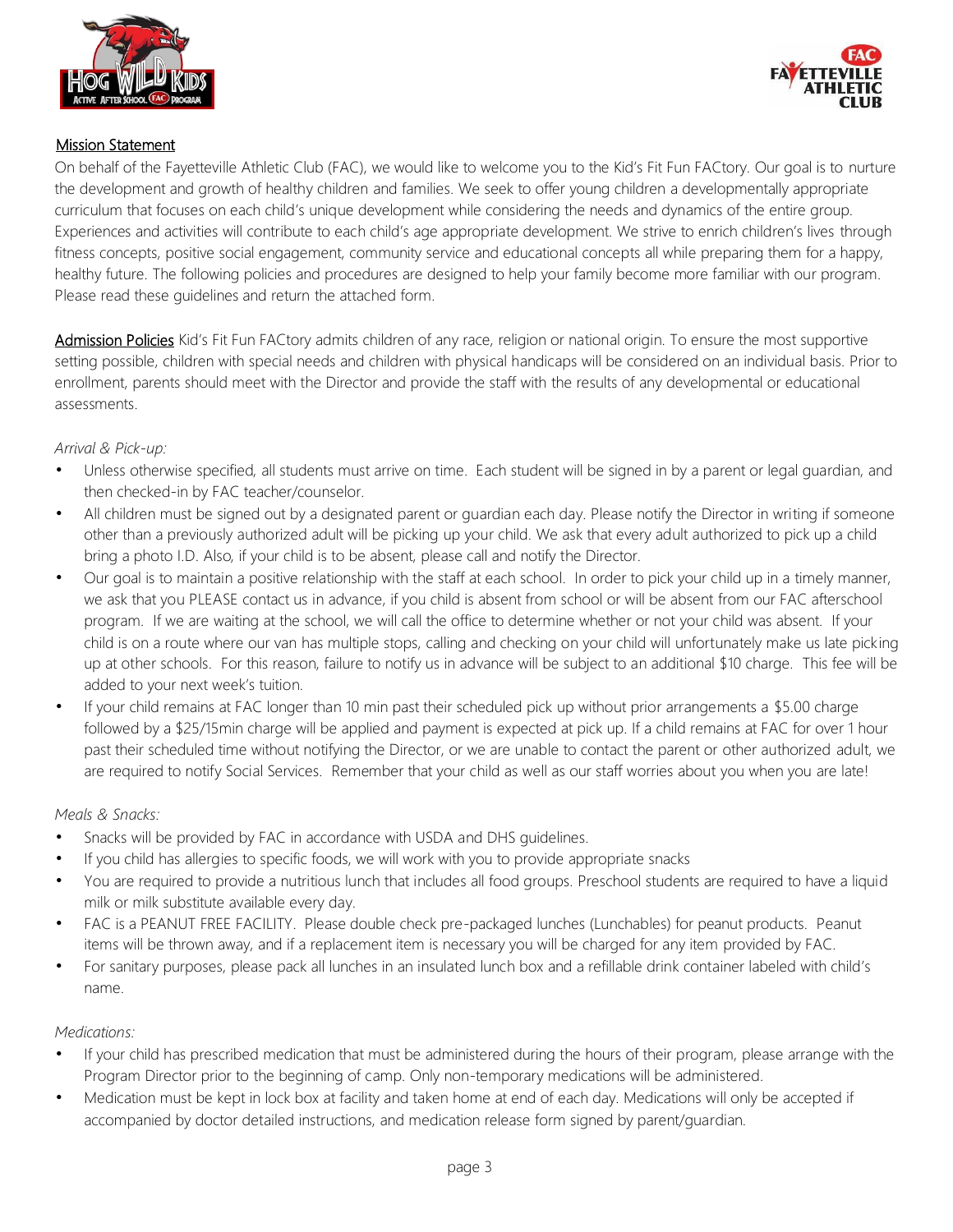## Mission Statement

On behalf of the Fayetteville Athletic Club (FAC), we would like to welcome you to the Kid's Fit Fun FACtory. Our goal is to nurture the development and growth of healthy children and families. We seek to offer young children a developmentally appropriate curriculum that focuses on each child's unique development while considering the needs and dynamics of the entire group. Experiences and activities will contribute to each child's age appropriate development. We strive to enrich children's lives through fitness concepts, positive social engagement, community service and educational concepts all while preparing them for a happy, healthy future. The following policies and procedures are designed to help your family become more familiar with our program. Please read these guidelines and return the attached form.

**Admission Policies** Kid's Fit Fun FACtory admits children of any race, religion or national origin. To ensure the most supportive setting possible, children with special needs and children with physical handicaps will be considered on an individual basis. Prior to enrollment, parents should meet with the Director and provide the staff with the results of any developmental or educational assessments.

*Arrival & Pick-up:*

- Unless otherwise specified, all students must arrive on time. Each student will be signed in by a parent or legal guardian, and then checked-in by FAC teacher/counselor.
- All children must be signed out by a designated parent or guardian each day. Please notify the Director in writing if someone other than a previously authorized adult will be picking up your child. We ask that every adult authorized to pick up a child bring a photo I.D. Also, if your child is to be absent, please call and notify the Director.
- Our goal is to maintain a positive relationship with the staff at each school. In order to pick your child up in a timely manner, we ask that you PLEASE contact us in advance, if you child is absent from school or will be absent from our FAC afterschool program. If we are waiting at the school, we will call the office to determine whether or not your child was absent. If your child is on a route where our van has multiple stops, calling and checking on your child will unfortunately make us late picking up at other schools. For this reason, failure to notify us in advance will be subject to an additional $10 charge. This fee will be added to your next week's tuition.
- If your child remains at FAC longer than 10 min past their scheduled pick up without prior arrangements a $5.00 charge followed by a $25/15min charge will be applied and payment is expected at pick up. If a child remains at FAC for over 1 hour past their scheduled time without notifying the Director, or we are unable to contact the parent or other authorized adult, we are required to notify Social Services. Remember that your child as well as our staff worries about you when you are late!

*Meals & Snacks:*

- Snacks will be provided by FAC in accordance with USDA and DHS guidelines.
- If you child has allergies to specific foods, we will work with you to provide appropriate snacks
- You are required to provide a nutritious lunch that includes all food groups. Preschool students are required to have a liquid milk or milk substitute available every day.
- FAC is a PEANUT FREE FACILITY. Please double check pre-packaged lunches (Lunchables) for peanut products. Peanut items will be thrown away, and if a replacement item is necessary you will be charged for any item provided by FAC.
- For sanitary purposes, please pack all lunches in an insulated lunch box and a refillable drink container labeled with child's name.

*Medications:*

- If your child has prescribed medication that must be administered during the hours of their program, please arrange with the Program Director prior to the beginning of camp. Only non-temporary medications will be administered.
- Medication must be kept in lock box at facility and taken home at end of each day. Medications will only be accepted if accompanied by doctor detailed instructions, and medication release form signed by parent/guardian.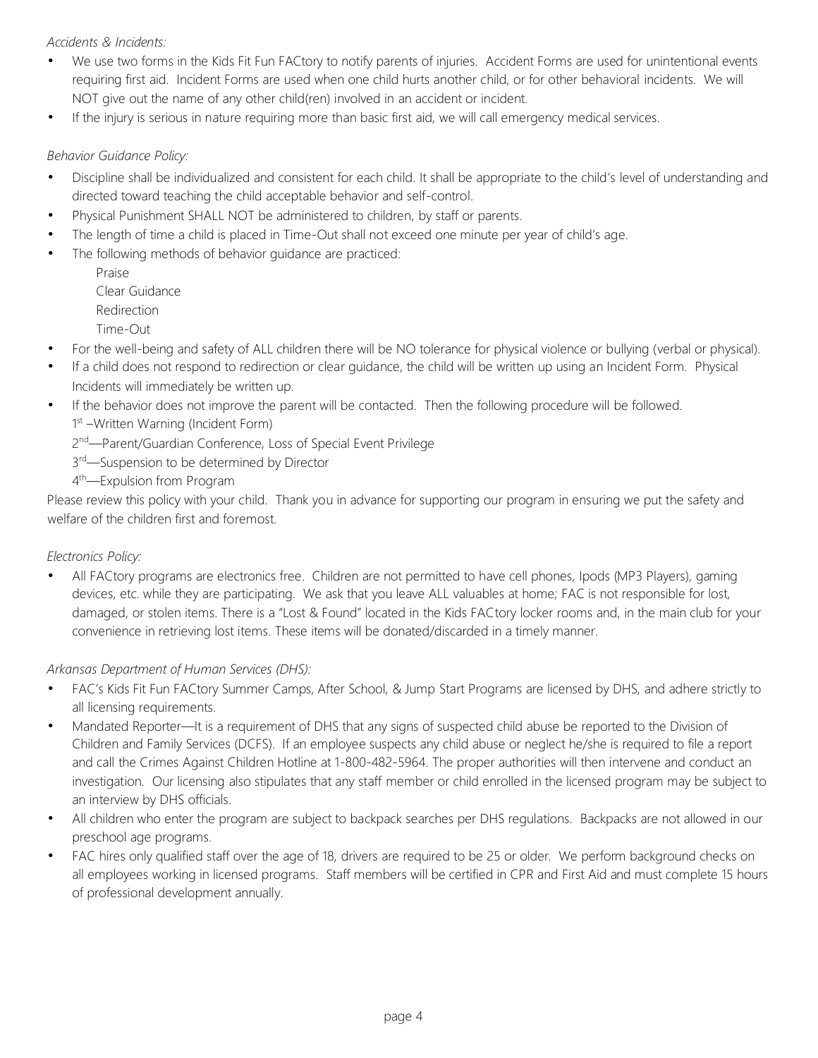*Accidents & Incidents:*

- We use two forms in the Kids Fit Fun FACtory to notify parents of injuries. Accident Forms are used for unintentional events requiring first aid. Incident Forms are used when one child hurts another child, or for other behavioral incidents. We will NOT give out the name of any other child(ren) involved in an accident or incident.
- If the injury is serious in nature requiring more than basic first aid, we will call emergency medical services.

*Behavior Guidance Policy:*

- Discipline shall be individualized and consistent for each child. It shall be appropriate to the child's level of understanding and directed toward teaching the child acceptable behavior and self-control.
- Physical Punishment SHALL NOT be administered to children, by staff or parents.
- The length of time a child is placed in Time-Out shall not exceed one minute per year of child's age.
- The following methods of behavior guidance are practiced:
  - Praise
  - Clear Guidance
  - Redirection
  - Time-Out
- For the well-being and safety of ALL children there will be NO tolerance for physical violence or bullying (verbal or physical).
- If a child does not respond to redirection or clear guidance, the child will be written up using an Incident Form. Physical Incidents will immediately be written up.
- If the behavior does not improve the parent will be contacted. Then the following procedure will be followed.
  - 1st –Written Warning (Incident Form)
  - 2nd—Parent/Guardian Conference, Loss of Special Event Privilege
  - 3rd—Suspension to be determined by Director
  - 4th—Expulsion from Program

Please review this policy with your child. Thank you in advance for supporting our program in ensuring we put the safety and welfare of the children first and foremost.

*Electronics Policy:*

- All FACtory programs are electronics free. Children are not permitted to have cell phones, Ipods (MP3 Players), gaming devices, etc. while they are participating. We ask that you leave ALL valuables at home; FAC is not responsible for lost, damaged, or stolen items. There is a "Lost & Found" located in the Kids FACtory locker rooms and, in the main club for your convenience in retrieving lost items. These items will be donated/discarded in a timely manner.

*Arkansas Department of Human Services (DHS):*

- FAC's Kids Fit Fun FACtory Summer Camps, After School, & Jump Start Programs are licensed by DHS, and adhere strictly to all licensing requirements.
- Mandated Reporter—It is a requirement of DHS that any signs of suspected child abuse be reported to the Division of Children and Family Services (DCFS). If an employee suspects any child abuse or neglect he/she is required to file a report and call the Crimes Against Children Hotline at 1-800-482-5964. The proper authorities will then intervene and conduct an investigation. Our licensing also stipulates that any staff member or child enrolled in the licensed program may be subject to an interview by DHS officials.
- All children who enter the program are subject to backpack searches per DHS regulations. Backpacks are not allowed in our preschool age programs.
- FAC hires only qualified staff over the age of 18, drivers are required to be 25 or older. We perform background checks on all employees working in licensed programs. Staff members will be certified in CPR and First Aid and must complete 15 hours of professional development annually.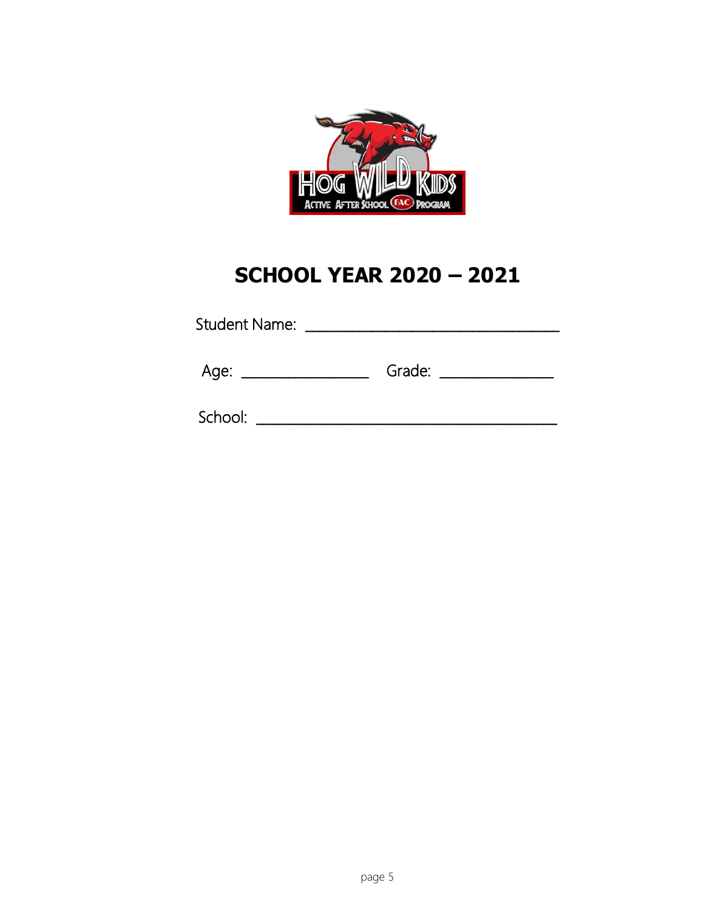HOG WILD KIDS
ACTIVE AFTER SCHOOL FAC PROGRAM

# SCHOOL YEAR 2020 – 2021

Student Name: ______________________________

Age: _______________ Grade: ______________

School: ____________________________________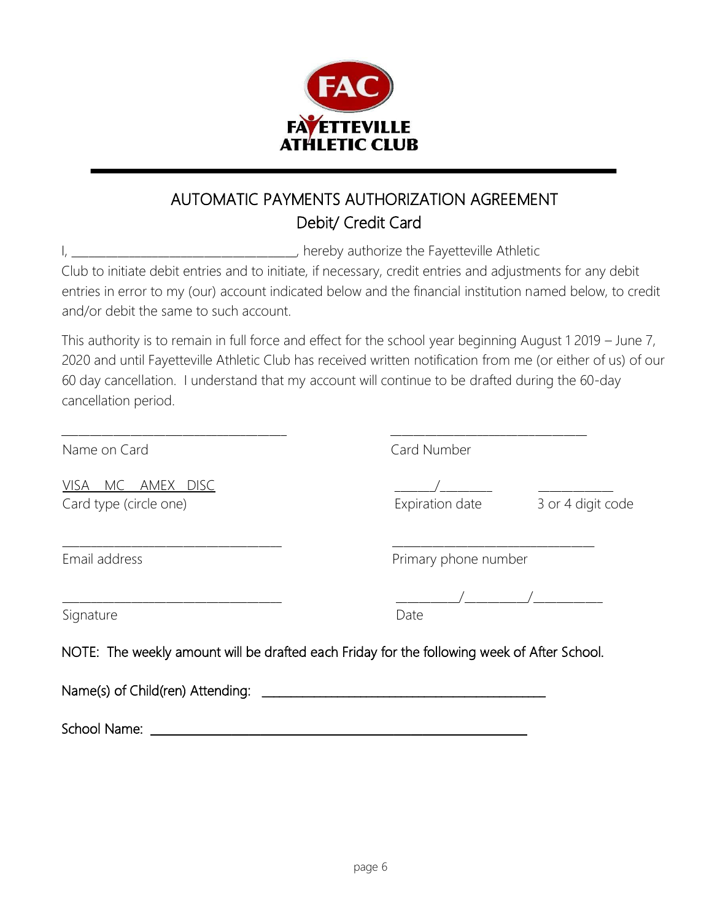FAC

FAYETTEVILLE ATHLETIC CLUB

---

## AUTOMATIC PAYMENTS AUTHORIZATION AGREEMENT

## Debit/ Credit Card

I, ___________________________________, hereby authorize the Fayetteville Athletic Club to initiate debit entries and to initiate, if necessary, credit entries and adjustments for any debit entries in error to my (our) account indicated below and the financial institution named below, to credit and/or debit the same to such account.

This authority is to remain in full force and effect for the school year beginning August 1 2019 – June 7, 2020 and until Fayetteville Athletic Club has received written notification from me (or either of us) of our 60 day cancellation. I understand that my account will continue to be drafted during the 60-day cancellation period.

___________________________________ &nbsp;&nbsp;&nbsp;&nbsp; _______________________________

Name on Card &nbsp;&nbsp;&nbsp;&nbsp; Card Number

VISA &nbsp; MC &nbsp; AMEX &nbsp; DISC &nbsp;&nbsp;&nbsp;&nbsp; ______/________ &nbsp;&nbsp;&nbsp;&nbsp; ____________

Card type (circle one) &nbsp;&nbsp;&nbsp;&nbsp; Expiration date &nbsp;&nbsp;&nbsp;&nbsp; 3 or 4 digit code

___________________________________ &nbsp;&nbsp;&nbsp;&nbsp; ________________________________

Email address &nbsp;&nbsp;&nbsp;&nbsp; Primary phone number

___________________________________ &nbsp;&nbsp;&nbsp;&nbsp; __________/__________/___________

Signature &nbsp;&nbsp;&nbsp;&nbsp; Date

NOTE: The weekly amount will be drafted each Friday for the following week of After School.

Name(s) of Child(ren) Attending: ____________________________________________

School Name: ____________________________________________________________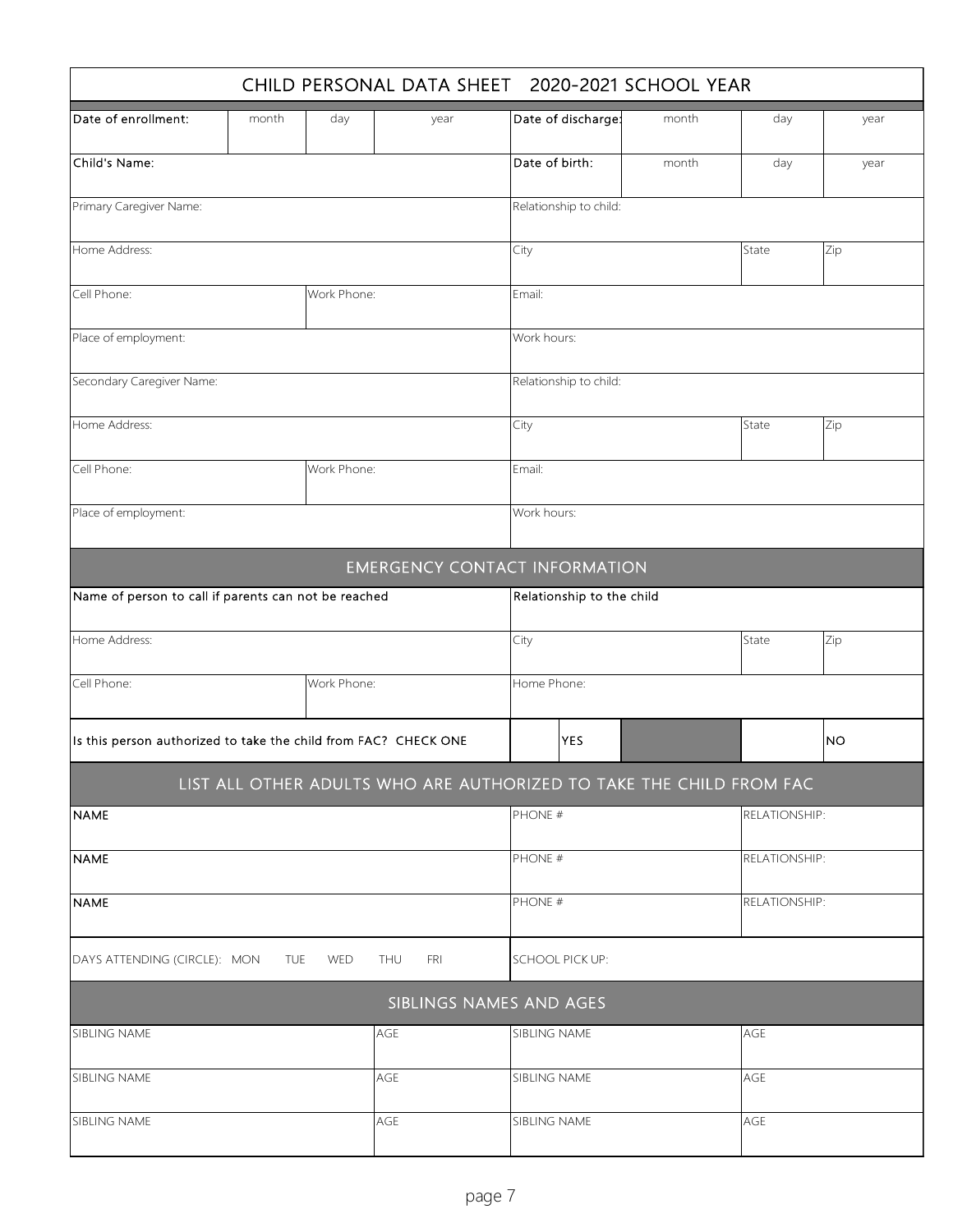# CHILD PERSONAL DATA SHEET 2020-2021 SCHOOL YEAR

| Date of enrollment: | month | day | year | Date of discharge: | month | day | year |
|---|---|---|---|---|---|---|---|
| Child's Name: | | | | Date of birth: | month | day | year |

| Primary Caregiver Name: | | Relationship to child: | | |
|---|---|---|---|---|
| Home Address: | | City | State | Zip |
| Cell Phone: | Work Phone: | Email: | | |
| Place of employment: | | Work hours: | | |
| Secondary Caregiver Name: | | Relationship to child: | | |
| Home Address: | | City | State | Zip |
| Cell Phone: | Work Phone: | Email: | | |
| Place of employment: | | Work hours: | | |

## EMERGENCY CONTACT INFORMATION

| Name of person to call if parents can not be reached | | Relationship to the child | | |
|---|---|---|---|---|
| Home Address: | | City | State | Zip |
| Cell Phone: | Work Phone: | Home Phone: | | |

| Is this person authorized to take the child from FAC? CHECK ONE | | YES | | | NO |
|---|---|---|---|---|---|

## LIST ALL OTHER ADULTS WHO ARE AUTHORIZED TO TAKE THE CHILD FROM FAC

| NAME | PHONE # | RELATIONSHIP: |
|---|---|---|
| NAME | PHONE # | RELATIONSHIP: |
| NAME | PHONE # | RELATIONSHIP: |

| DAYS ATTENDING (CIRCLE): MON TUE WED THU FRI | SCHOOL PICK UP: |
|---|---|

## SIBLINGS NAMES AND AGES

| SIBLING NAME | AGE | SIBLING NAME | AGE |
|---|---|---|---|
| SIBLING NAME | AGE | SIBLING NAME | AGE |
| SIBLING NAME | AGE | SIBLING NAME | AGE |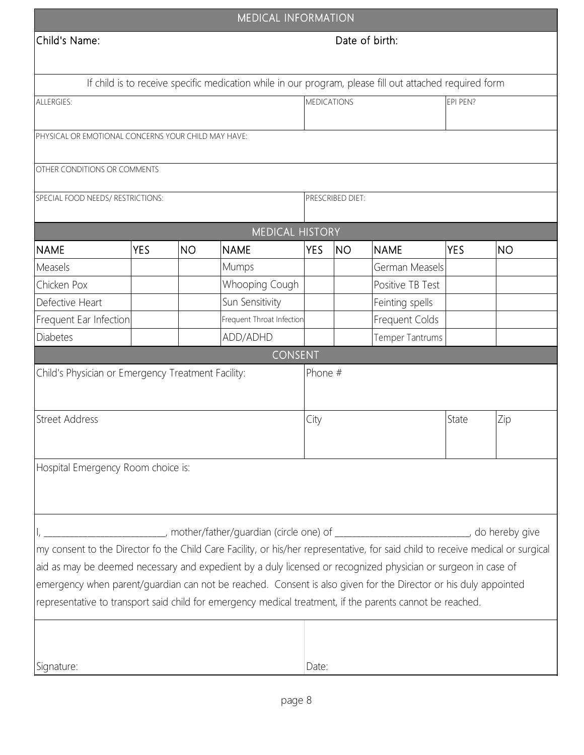## MEDICAL INFORMATION

Child's Name: Date of birth:

If child is to receive specific medication while in our program, please fill out attached required form

| ALLERGIES: | MEDICATIONS | EPI PEN? |
|---|---|---|
| | | |

PHYSICAL OR EMOTIONAL CONCERNS YOUR CHILD MAY HAVE:

OTHER CONDITIONS OR COMMENTS

| SPECIAL FOOD NEEDS/ RESTRICTIONS: | PRESCRIBED DIET: |
|---|---|
| | |

## MEDICAL HISTORY

| NAME | YES | NO | NAME | YES | NO | NAME | YES | NO |
|---|---|---|---|---|---|---|---|---|
| Measels | | | Mumps | | | German Measels | | |
| Chicken Pox | | | Whooping Cough | | | Positive TB Test | | |
| Defective Heart | | | Sun Sensitivity | | | Feinting spells | | |
| Frequent Ear Infection | | | Frequent Throat Infection | | | Frequent Colds | | |
| Diabetes | | | ADD/ADHD | | | Temper Tantrums | | |

## CONSENT

| Child's Physician or Emergency Treatment Facility: | Phone # | | |
|---|---|---|---|
| **Street Address** | **City** | **State** | **Zip** |
| | | | |

Hospital Emergency Room choice is:

I, ________________________, mother/father/guardian (circle one) of ___________________________, do hereby give my consent to the Director fo the Child Care Facility, or his/her representative, for said child to receive medical or surgical aid as may be deemed necessary and expedient by a duly licensed or recognized physician or surgeon in case of emergency when parent/guardian can not be reached. Consent is also given for the Director or his duly appointed representative to transport said child for emergency medical treatment, if the parents cannot be reached.

Signature: Date: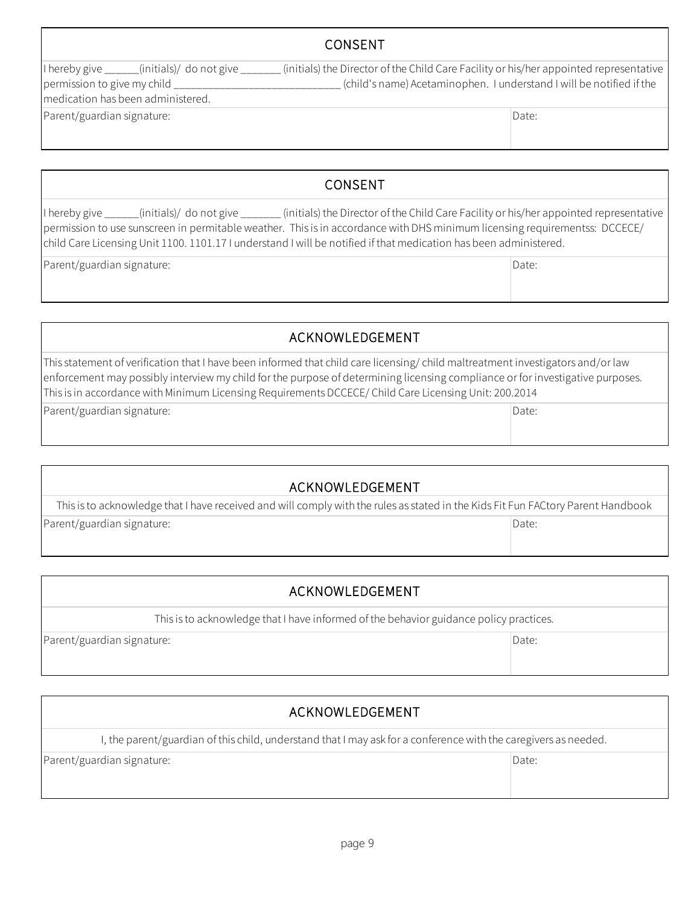## CONSENT

I hereby give ______(initials)/ do not give _______ (initials) the Director of the Child Care Facility or his/her appointed representative permission to give my child ____________________________ (child's name) Acetaminophen. I understand I will be notified if the medication has been administered.

| Parent/guardian signature: | Date: |
|---|---|
| | |

## CONSENT

I hereby give ______(initials)/ do not give _______ (initials) the Director of the Child Care Facility or his/her appointed representative permission to use sunscreen in permitable weather. This is in accordance with DHS minimum licensing requirementss: DCCECE/ child Care Licensing Unit 1100. 1101.17 I understand I will be notified if that medication has been administered.

| Parent/guardian signature: | Date: |
|---|---|
| | |

## ACKNOWLEDGEMENT

This statement of verification that I have been informed that child care licensing/ child maltreatment investigators and/or law enforcement may possibly interview my child for the purpose of determining licensing compliance or for investigative purposes. This is in accordance with Minimum Licensing Requirements DCCECE/ Child Care Licensing Unit: 200.2014

| Parent/guardian signature: | Date: |
|---|---|
| | |

## ACKNOWLEDGEMENT

This is to acknowledge that I have received and will comply with the rules as stated in the Kids Fit Fun FACtory Parent Handbook

| Parent/guardian signature: | Date: |
|---|---|
| | |

## ACKNOWLEDGEMENT

This is to acknowledge that I have informed of the behavior guidance policy practices.

| Parent/guardian signature: | Date: |
|---|---|
| | |

## ACKNOWLEDGEMENT

I, the parent/guardian of this child, understand that I may ask for a conference with the caregivers as needed.

| Parent/guardian signature: | Date: |
|---|---|
| | |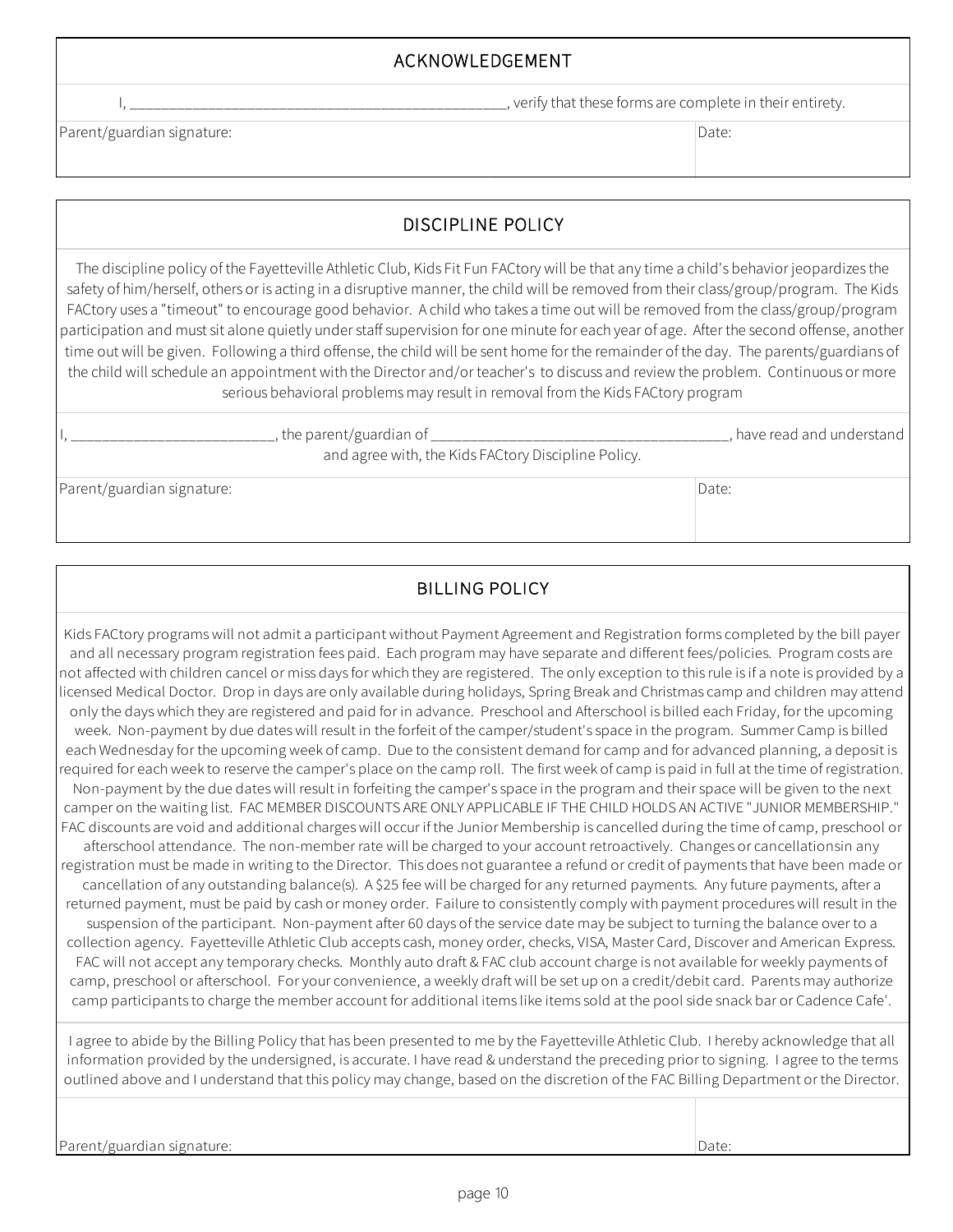## ACKNOWLEDGEMENT

I, ________________________________________________, verify that these forms are complete in their entirety.

| Parent/guardian signature: | Date: |
|---|---|
| | |

## DISCIPLINE POLICY

The discipline policy of the Fayetteville Athletic Club, Kids Fit Fun FACtory will be that any time a child's behavior jeopardizes the safety of him/herself, others or is acting in a disruptive manner, the child will be removed from their class/group/program. The Kids FACtory uses a "timeout" to encourage good behavior. A child who takes a time out will be removed from the class/group/program participation and must sit alone quietly under staff supervision for one minute for each year of age. After the second offense, another time out will be given. Following a third offense, the child will be sent home for the remainder of the day. The parents/guardians of the child will schedule an appointment with the Director and/or teacher's to discuss and review the problem. Continuous or more serious behavioral problems may result in removal from the Kids FACtory program

I, __________________________, the parent/guardian of ______________________________________, have read and understand and agree with, the Kids FACtory Discipline Policy.

| Parent/guardian signature: | Date: |
|---|---|
| | |

## BILLING POLICY

Kids FACtory programs will not admit a participant without Payment Agreement and Registration forms completed by the bill payer and all necessary program registration fees paid. Each program may have separate and different fees/policies. Program costs are not affected with children cancel or miss days for which they are registered. The only exception to this rule is if a note is provided by a licensed Medical Doctor. Drop in days are only available during holidays, Spring Break and Christmas camp and children may attend only the days which they are registered and paid for in advance. Preschool and Afterschool is billed each Friday, for the upcoming week. Non-payment by due dates will result in the forfeit of the camper/student's space in the program. Summer Camp is billed each Wednesday for the upcoming week of camp. Due to the consistent demand for camp and for advanced planning, a deposit is required for each week to reserve the camper's place on the camp roll. The first week of camp is paid in full at the time of registration. Non-payment by the due dates will result in forfeiting the camper's space in the program and their space will be given to the next camper on the waiting list. FAC MEMBER DISCOUNTS ARE ONLY APPLICABLE IF THE CHILD HOLDS AN ACTIVE "JUNIOR MEMBERSHIP." FAC discounts are void and additional charges will occur if the Junior Membership is cancelled during the time of camp, preschool or afterschool attendance. The non-member rate will be charged to your account retroactively. Changes or cancellationsin any registration must be made in writing to the Director. This does not guarantee a refund or credit of payments that have been made or cancellation of any outstanding balance(s). A $25 fee will be charged for any returned payments. Any future payments, after a returned payment, must be paid by cash or money order. Failure to consistently comply with payment procedures will result in the suspension of the participant. Non-payment after 60 days of the service date may be subject to turning the balance over to a collection agency. Fayetteville Athletic Club accepts cash, money order, checks, VISA, Master Card, Discover and American Express. FAC will not accept any temporary checks. Monthly auto draft & FAC club account charge is not available for weekly payments of camp, preschool or afterschool. For your convenience, a weekly draft will be set up on a credit/debit card. Parents may authorize camp participants to charge the member account for additional items like items sold at the pool side snack bar or Cadence Cafe'.

I agree to abide by the Billing Policy that has been presented to me by the Fayetteville Athletic Club. I hereby acknowledge that all information provided by the undersigned, is accurate. I have read & understand the preceding prior to signing. I agree to the terms outlined above and I understand that this policy may change, based on the discretion of the FAC Billing Department or the Director.

| Parent/guardian signature: | Date: |
|---|---|
| | |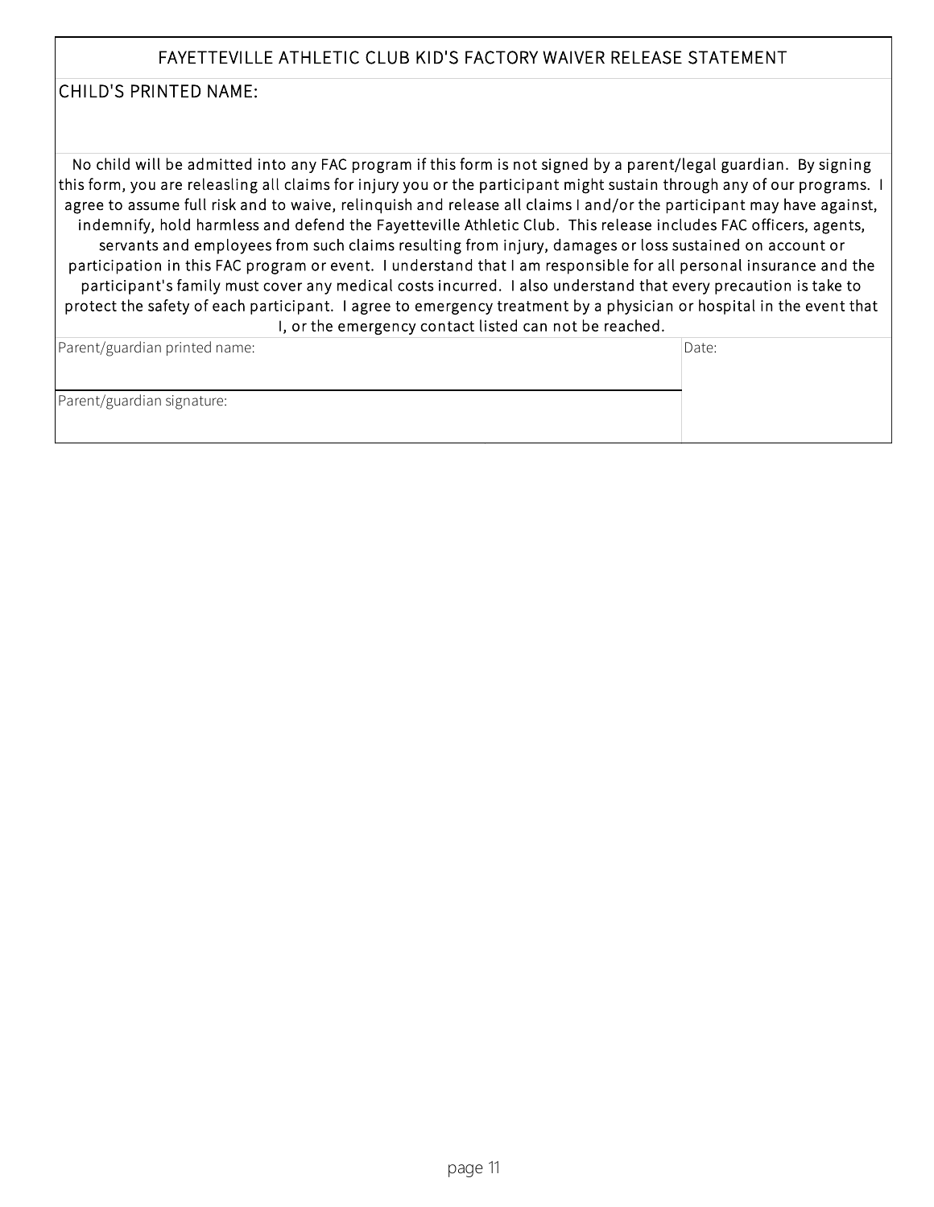# FAYETTEVILLE ATHLETIC CLUB KID'S FACTORY WAIVER RELEASE STATEMENT

CHILD'S PRINTED NAME:

No child will be admitted into any FAC program if this form is not signed by a parent/legal guardian. By signing this form, you are releasling all claims for injury you or the participant might sustain through any of our programs. I agree to assume full risk and to waive, relinquish and release all claims I and/or the participant may have against, indemnify, hold harmless and defend the Fayetteville Athletic Club. This release includes FAC officers, agents, servants and employees from such claims resulting from injury, damages or loss sustained on account or participation in this FAC program or event. I understand that I am responsible for all personal insurance and the participant's family must cover any medical costs incurred. I also understand that every precaution is take to protect the safety of each participant. I agree to emergency treatment by a physician or hospital in the event that I, or the emergency contact listed can not be reached.

| Parent/guardian printed name: | Date: |
| --- | --- |
| Parent/guardian signature: | |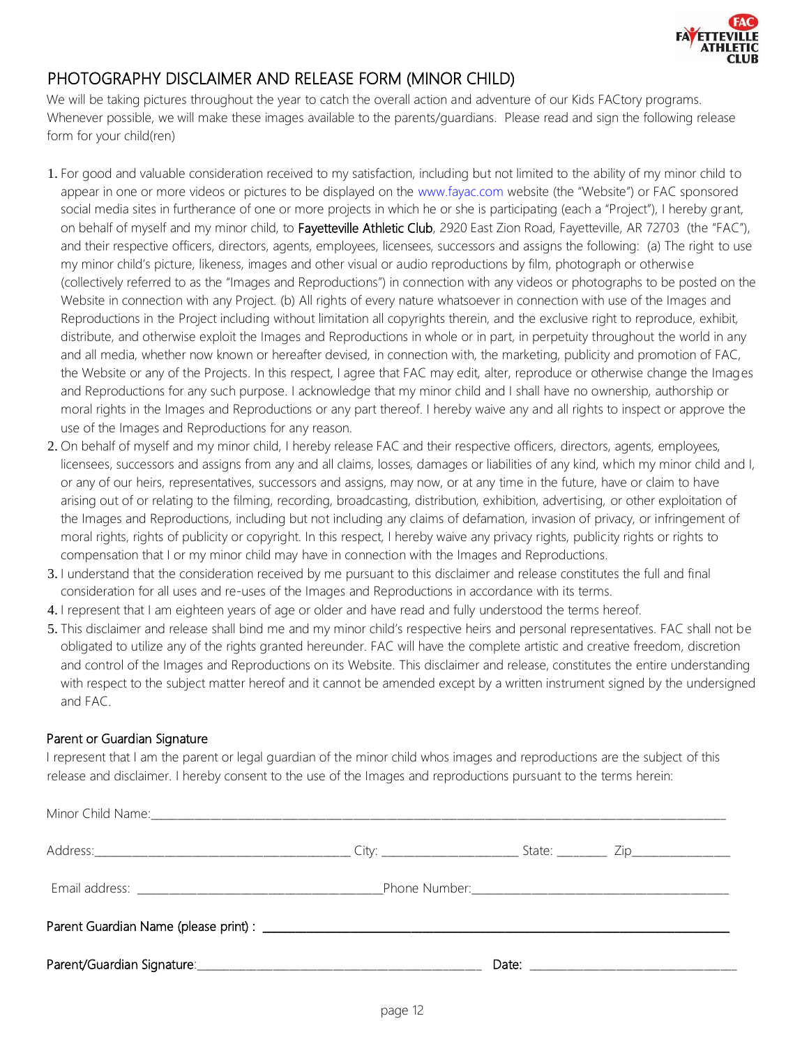# PHOTOGRAPHY DISCLAIMER AND RELEASE FORM (MINOR CHILD)

We will be taking pictures throughout the year to catch the overall action and adventure of our Kids FACtory programs. Whenever possible, we will make these images available to the parents/guardians. Please read and sign the following release form for your child(ren)

1. For good and valuable consideration received to my satisfaction, including but not limited to the ability of my minor child to appear in one or more videos or pictures to be displayed on the www.fayac.com website (the "Website") or FAC sponsored social media sites in furtherance of one or more projects in which he or she is participating (each a "Project"), I hereby grant, on behalf of myself and my minor child, to Fayetteville Athletic Club, 2920 East Zion Road, Fayetteville, AR 72703 (the "FAC"), and their respective officers, directors, agents, employees, licensees, successors and assigns the following: (a) The right to use my minor child's picture, likeness, images and other visual or audio reproductions by film, photograph or otherwise (collectively referred to as the "Images and Reproductions") in connection with any videos or photographs to be posted on the Website in connection with any Project. (b) All rights of every nature whatsoever in connection with use of the Images and Reproductions in the Project including without limitation all copyrights therein, and the exclusive right to reproduce, exhibit, distribute, and otherwise exploit the Images and Reproductions in whole or in part, in perpetuity throughout the world in any and all media, whether now known or hereafter devised, in connection with, the marketing, publicity and promotion of FAC, the Website or any of the Projects. In this respect, I agree that FAC may edit, alter, reproduce or otherwise change the Images and Reproductions for any such purpose. I acknowledge that my minor child and I shall have no ownership, authorship or moral rights in the Images and Reproductions or any part thereof. I hereby waive any and all rights to inspect or approve the use of the Images and Reproductions for any reason.
2. On behalf of myself and my minor child, I hereby release FAC and their respective officers, directors, agents, employees, licensees, successors and assigns from any and all claims, losses, damages or liabilities of any kind, which my minor child and I, or any of our heirs, representatives, successors and assigns, may now, or at any time in the future, have or claim to have arising out of or relating to the filming, recording, broadcasting, distribution, exhibition, advertising, or other exploitation of the Images and Reproductions, including but not including any claims of defamation, invasion of privacy, or infringement of moral rights, rights of publicity or copyright. In this respect, I hereby waive any privacy rights, publicity rights or rights to compensation that I or my minor child may have in connection with the Images and Reproductions.
3. I understand that the consideration received by me pursuant to this disclaimer and release constitutes the full and final consideration for all uses and re-uses of the Images and Reproductions in accordance with its terms.
4. I represent that I am eighteen years of age or older and have read and fully understood the terms hereof.
5. This disclaimer and release shall bind me and my minor child's respective heirs and personal representatives. FAC shall not be obligated to utilize any of the rights granted hereunder. FAC will have the complete artistic and creative freedom, discretion and control of the Images and Reproductions on its Website. This disclaimer and release, constitutes the entire understanding with respect to the subject matter hereof and it cannot be amended except by a written instrument signed by the undersigned and FAC.

### Parent or Guardian Signature

I represent that I am the parent or legal guardian of the minor child whos images and reproductions are the subject of this release and disclaimer. I hereby consent to the use of the Images and reproductions pursuant to the terms herein:

Minor Child Name:______________________________________________________________

Address:______________________________ City: ________________ State: _______ Zip_____________

Email address: ______________________________Phone Number:______________________________

Parent Guardian Name (please print) : ______________________________________________

Parent/Guardian Signature:___________________________________ Date: ________________________